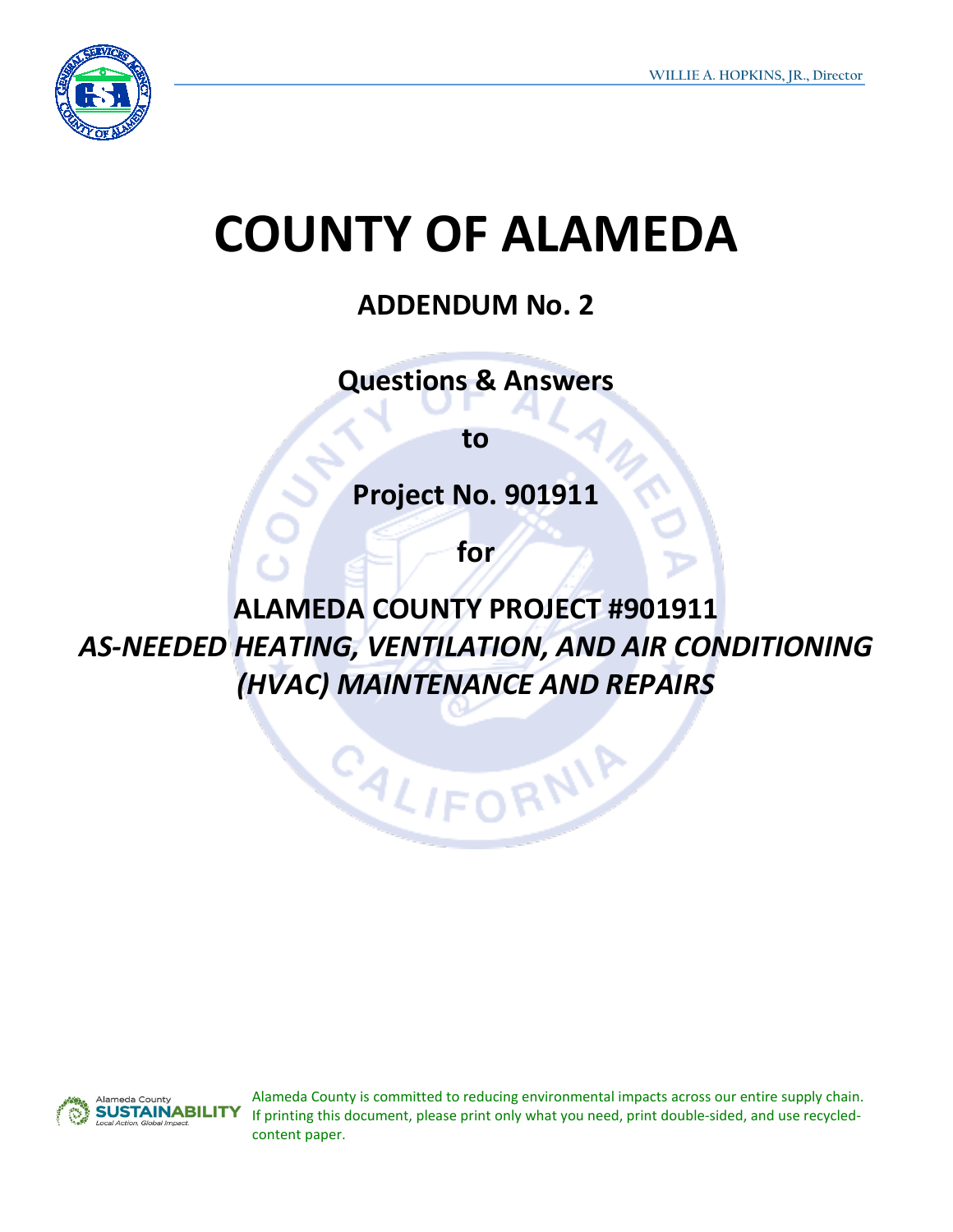WILLIE A. HOPKINS, JR., Director

# COUNTY OF ALAMEDA

## ADDENDUM No. 2

## Questions & Answers

## to

## Project No. 901911

## for

## ALAMEDA COUNTY PROJECT #901911
## *AS-NEEDED HEATING, VENTILATION, AND AIR CONDITIONING (HVAC) MAINTENANCE AND REPAIRS*

Alameda County SUSTAINABILITY *Local Action, Global Impact.*

Alameda County is committed to reducing environmental impacts across our entire supply chain. If printing this document, please print only what you need, print double-sided, and use recycled-content paper.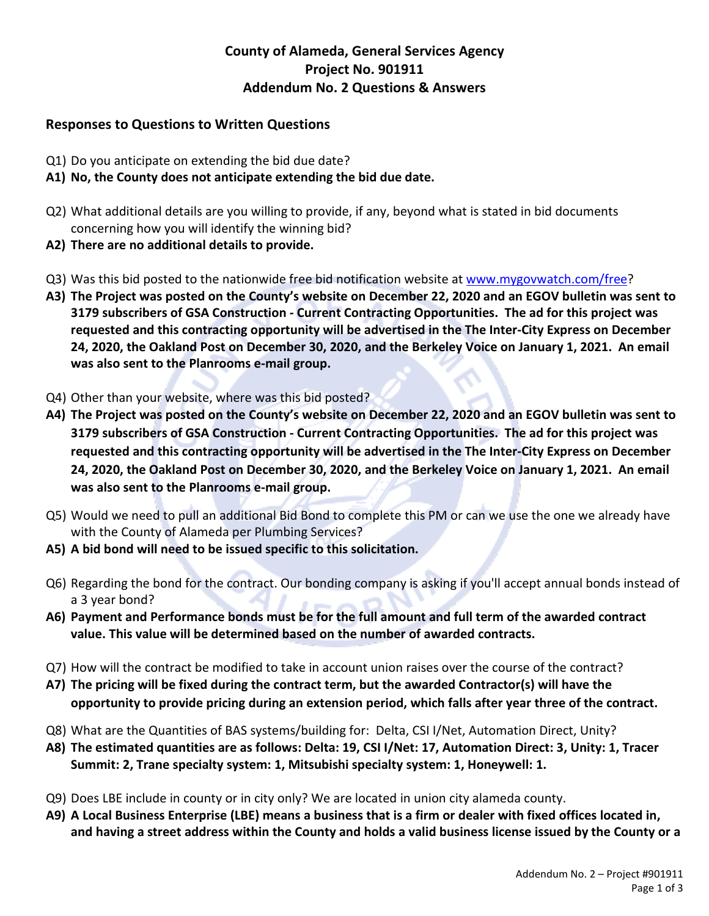# County of Alameda, General Services Agency
# Project No. 901911
# Addendum No. 2 Questions & Answers

## Responses to Questions to Written Questions

Q1) Do you anticipate on extending the bid due date?

**A1) No, the County does not anticipate extending the bid due date.**

Q2) What additional details are you willing to provide, if any, beyond what is stated in bid documents concerning how you will identify the winning bid?

**A2) There are no additional details to provide.**

Q3) Was this bid posted to the nationwide free bid notification website at www.mygovwatch.com/free?

**A3) The Project was posted on the County's website on December 22, 2020 and an EGOV bulletin was sent to 3179 subscribers of GSA Construction - Current Contracting Opportunities. The ad for this project was requested and this contracting opportunity will be advertised in the The Inter-City Express on December 24, 2020, the Oakland Post on December 30, 2020, and the Berkeley Voice on January 1, 2021. An email was also sent to the Planrooms e-mail group.**

Q4) Other than your website, where was this bid posted?

**A4) The Project was posted on the County's website on December 22, 2020 and an EGOV bulletin was sent to 3179 subscribers of GSA Construction - Current Contracting Opportunities. The ad for this project was requested and this contracting opportunity will be advertised in the The Inter-City Express on December 24, 2020, the Oakland Post on December 30, 2020, and the Berkeley Voice on January 1, 2021. An email was also sent to the Planrooms e-mail group.**

Q5) Would we need to pull an additional Bid Bond to complete this PM or can we use the one we already have with the County of Alameda per Plumbing Services?

**A5) A bid bond will need to be issued specific to this solicitation.**

Q6) Regarding the bond for the contract. Our bonding company is asking if you'll accept annual bonds instead of a 3 year bond?

**A6) Payment and Performance bonds must be for the full amount and full term of the awarded contract value. This value will be determined based on the number of awarded contracts.**

Q7) How will the contract be modified to take in account union raises over the course of the contract?

**A7) The pricing will be fixed during the contract term, but the awarded Contractor(s) will have the opportunity to provide pricing during an extension period, which falls after year three of the contract.**

Q8) What are the Quantities of BAS systems/building for: Delta, CSI I/Net, Automation Direct, Unity?

**A8) The estimated quantities are as follows: Delta: 19, CSI I/Net: 17, Automation Direct: 3, Unity: 1, Tracer Summit: 2, Trane specialty system: 1, Mitsubishi specialty system: 1, Honeywell: 1.**

Q9) Does LBE include in county or in city only? We are located in union city alameda county.

**A9) A Local Business Enterprise (LBE) means a business that is a firm or dealer with fixed offices located in, and having a street address within the County and holds a valid business license issued by the County or a**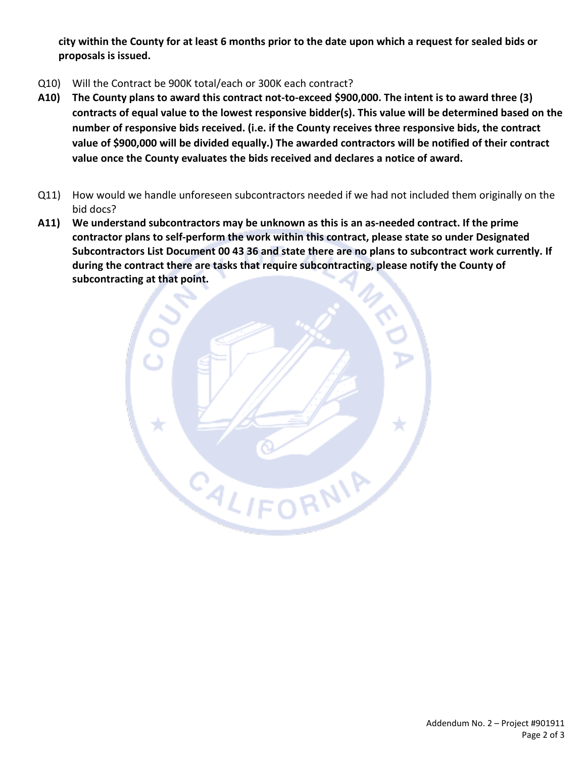**city within the County for at least 6 months prior to the date upon which a request for sealed bids or proposals is issued.**

Q10) Will the Contract be 900K total/each or 300K each contract?

**A10) The County plans to award this contract not-to-exceed $900,000. The intent is to award three (3) contracts of equal value to the lowest responsive bidder(s). This value will be determined based on the number of responsive bids received. (i.e. if the County receives three responsive bids, the contract value of $900,000 will be divided equally.) The awarded contractors will be notified of their contract value once the County evaluates the bids received and declares a notice of award.**

Q11) How would we handle unforeseen subcontractors needed if we had not included them originally on the bid docs?

**A11) We understand subcontractors may be unknown as this is an as-needed contract. If the prime contractor plans to self-perform the work within this contract, please state so under Designated Subcontractors List Document 00 43 36 and state there are no plans to subcontract work currently. If during the contract there are tasks that require subcontracting, please notify the County of subcontracting at that point.**